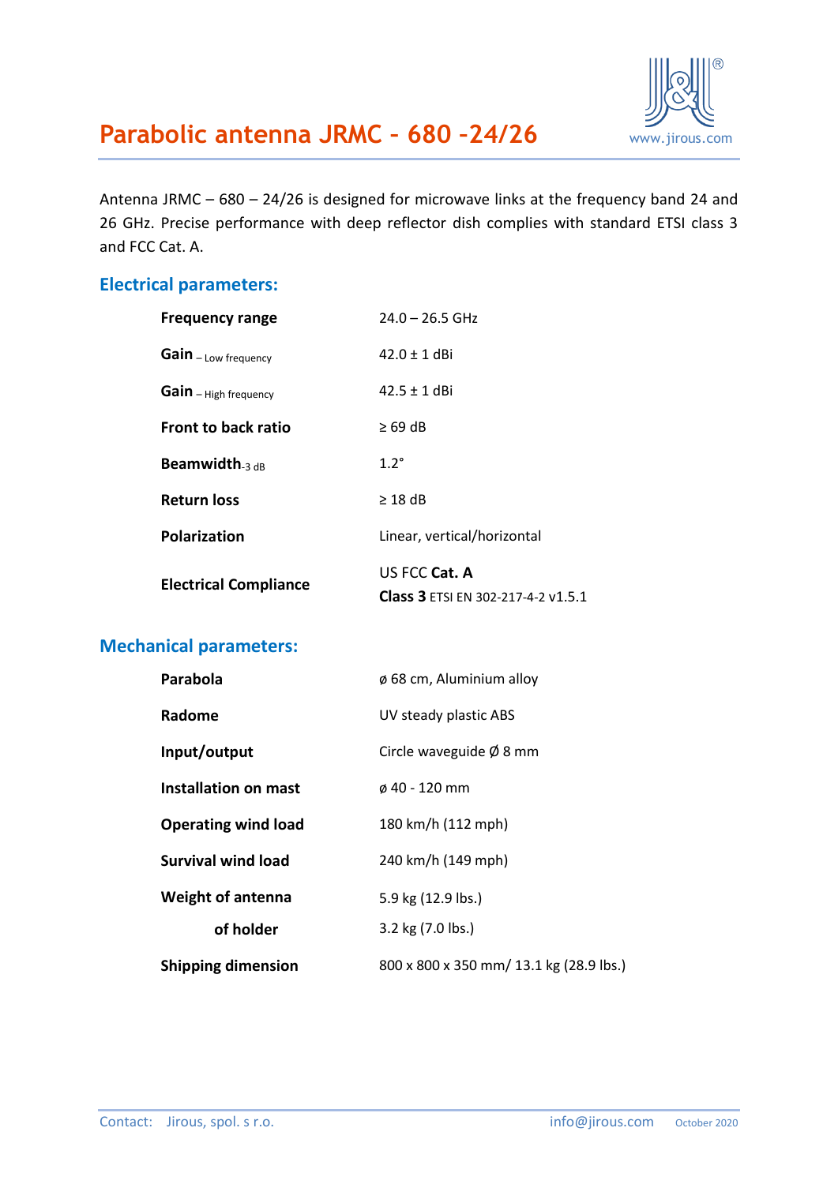# Parabolic antenna JRMC – 680 –24/26

Antenna JRMC – 680 – 24/26 is designed for microwave links at the frequency band 24 and 26 GHz. Precise performance with deep reflector dish complies with standard ETSI class 3 and FCC Cat. A.

## Electrical parameters:

| | |
|---|---|
| **Frequency range** | 24.0 – 26.5 GHz |
| **Gain** – Low frequency | 42.0 ± 1 dBi |
| **Gain** – High frequency | 42.5 ± 1 dBi |
| **Front to back ratio** | ≥ 69 dB |
| **Beamwidth**-3 dB | 1.2° |
| **Return loss** | ≥ 18 dB |
| **Polarization** | Linear, vertical/horizontal |
| **Electrical Compliance** | US FCC **Cat. A**<br>**Class 3** ETSI EN 302-217-4-2 v1.5.1 |

## Mechanical parameters:

| | |
|---|---|
| **Parabola** | ø 68 cm, Aluminium alloy |
| **Radome** | UV steady plastic ABS |
| **Input/output** | Circle waveguide Ø 8 mm |
| **Installation on mast** | ø 40 - 120 mm |
| **Operating wind load** | 180 km/h (112 mph) |
| **Survival wind load** | 240 km/h (149 mph) |
| **Weight of antenna** | 5.9 kg (12.9 lbs.) |
| **of holder** | 3.2 kg (7.0 lbs.) |
| **Shipping dimension** | 800 x 800 x 350 mm/ 13.1 kg (28.9 lbs.) |

Contact: Jirous, spol. s r.o. info@jirous.com October 2020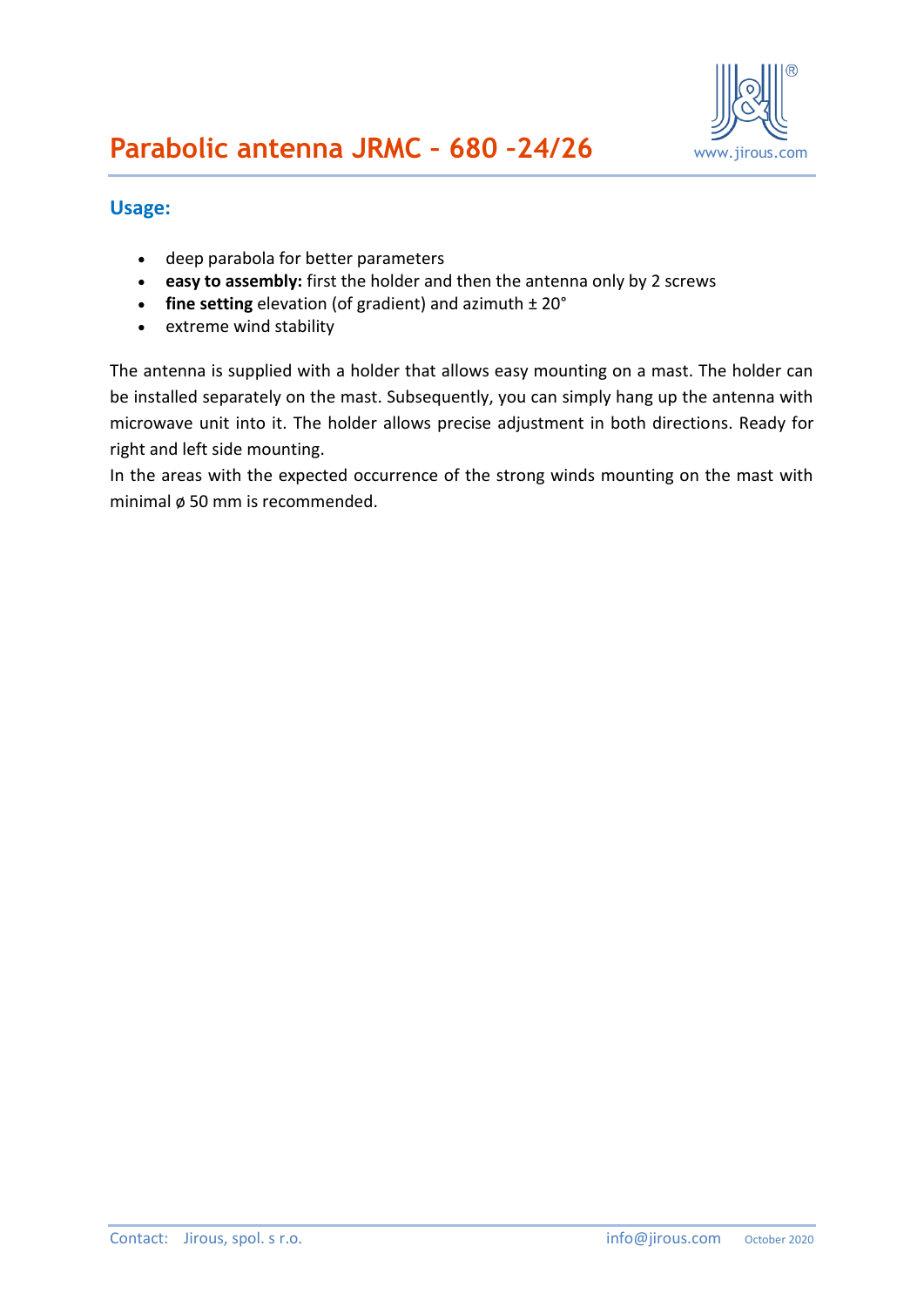# Parabolic antenna JRMC – 680 –24/26

## Usage:

- deep parabola for better parameters
- **easy to assembly:** first the holder and then the antenna only by 2 screws
- **fine setting** elevation (of gradient) and azimuth ± 20°
- extreme wind stability

The antenna is supplied with a holder that allows easy mounting on a mast. The holder can be installed separately on the mast. Subsequently, you can simply hang up the antenna with microwave unit into it. The holder allows precise adjustment in both directions. Ready for right and left side mounting.

In the areas with the expected occurrence of the strong winds mounting on the mast with minimal ø 50 mm is recommended.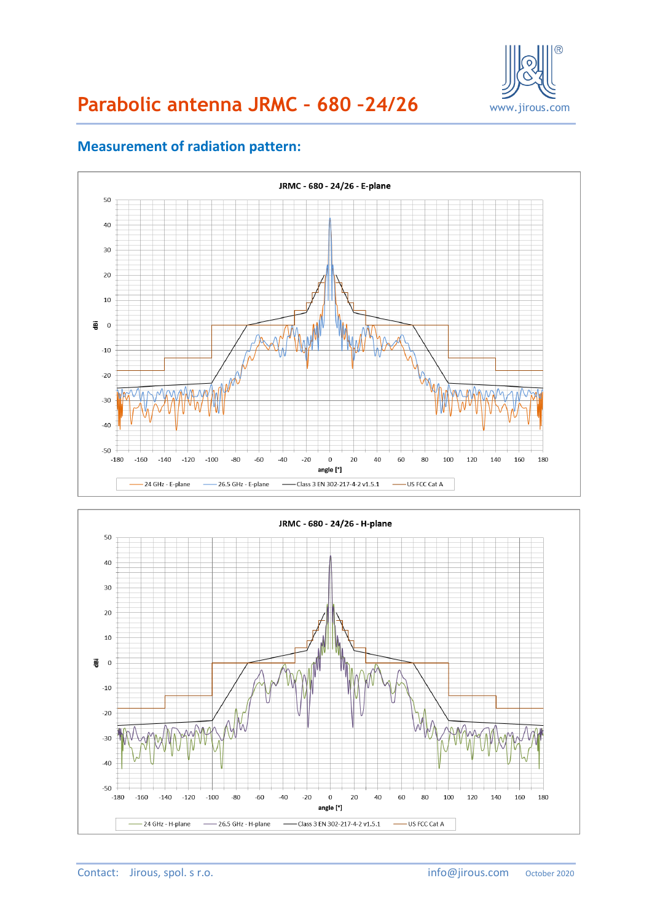# Parabolic antenna JRMC – 680 –24/26

## Measurement of radiation pattern:

JRMC - 680 - 24/26 - E-plane

24 GHz - E-plane | 26.5 GHz - E-plane | Class 3 EN 302-217-4-2 v1.5.1 | US FCC Cat A

JRMC - 680 - 24/26 - H-plane

24 GHz - H-plane | 26.5 GHz - H-plane | Class 3 EN 302-217-4-2 v1.5.1 | US FCC Cat A

Contact: Jirous, spol. s r.o. info@jirous.com October 2020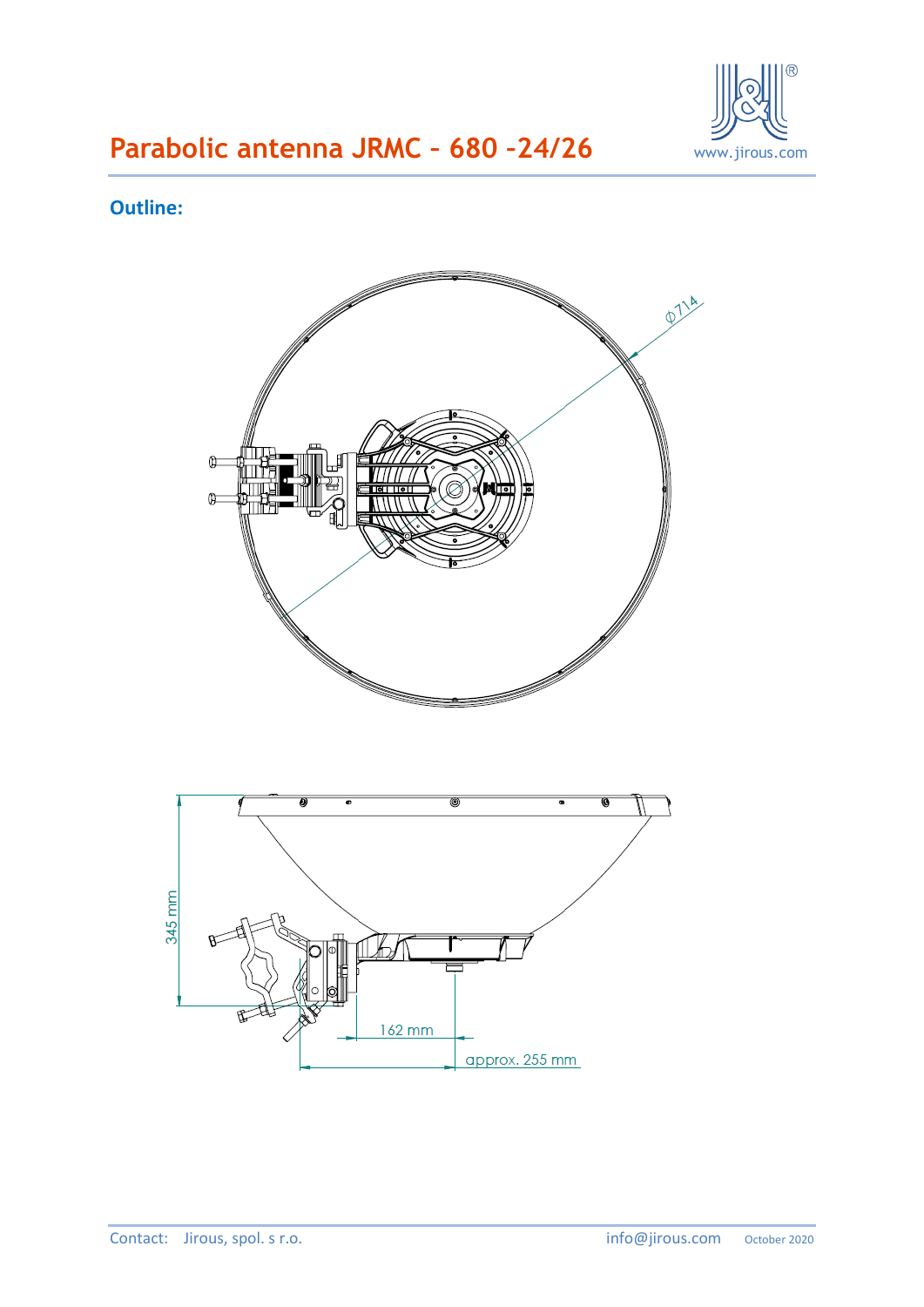# Parabolic antenna JRMC – 680 –24/26

## Outline:

ϕ714

345 mm

162 mm

approx. 255 mm

Contact: Jirous, spol. s r.o. info@jirous.com October 2020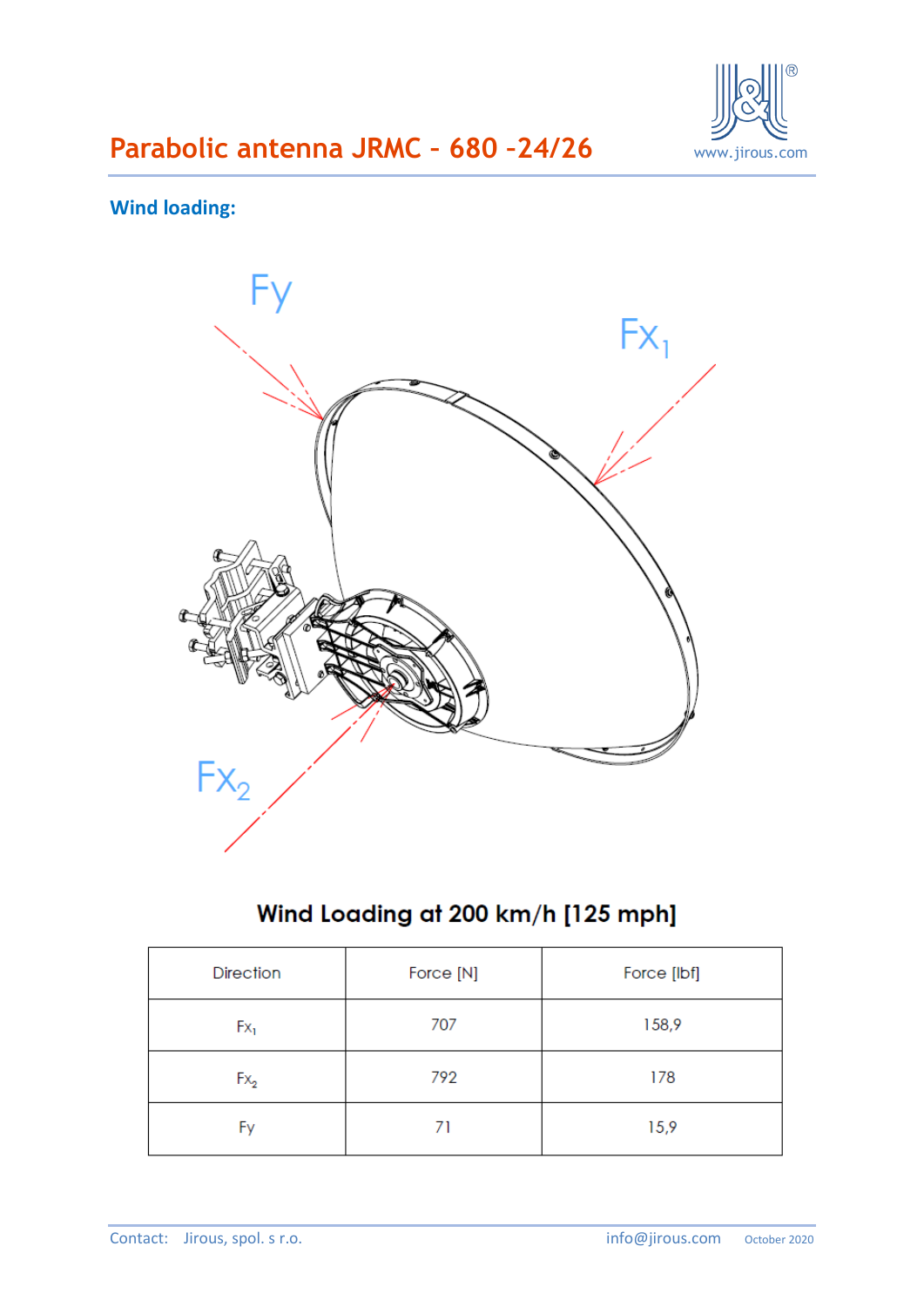# Parabolic antenna JRMC – 680 –24/26

## Wind loading:

Fy

$Fx_1$

$Fx_2$

### Wind Loading at 200 km/h [125 mph]

| Direction | Force [N] | Force [lbf] |
|---|---|---|
| $Fx_1$ | 707 | 158,9 |
| $Fx_2$ | 792 | 178 |
| Fy | 71 | 15,9 |